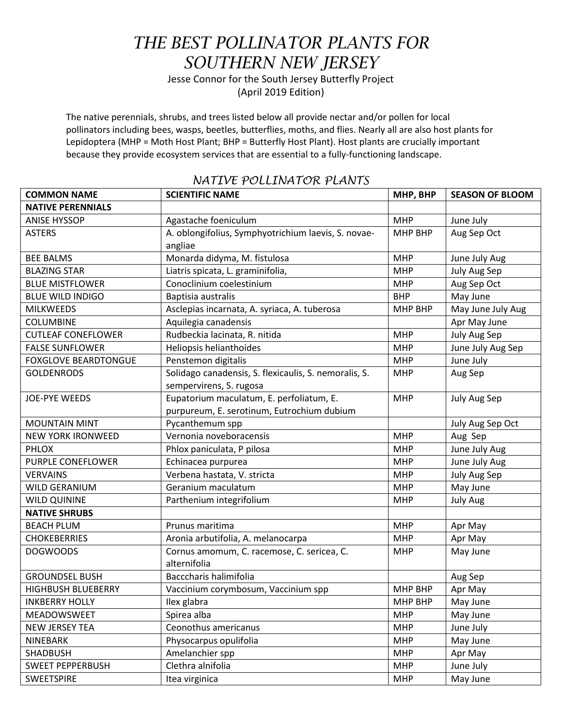# THE BEST POLLINATOR PLANTS FOR SOUTHERN NEW JERSEY

Jesse Connor for the South Jersey Butterfly Project
(April 2019 Edition)

The native perennials, shrubs, and trees listed below all provide nectar and/or pollen for local pollinators including bees, wasps, beetles, butterflies, moths, and flies. Nearly all are also host plants for Lepidoptera (MHP = Moth Host Plant; BHP = Butterfly Host Plant). Host plants are crucially important because they provide ecosystem services that are essential to a fully-functioning landscape.

## NATIVE POLLINATOR PLANTS

| COMMON NAME | SCIENTIFIC NAME | MHP, BHP | SEASON OF BLOOM |
|---|---|---|---|
| **NATIVE PERENNIALS** | | | |
| ANISE HYSSOP | Agastache foeniculum | MHP | June July |
| ASTERS | A. oblongifolius, Symphyotrichium laevis, S. novae-angliae | MHP BHP | Aug Sep Oct |
| BEE BALMS | Monarda didyma, M. fistulosa | MHP | June July Aug |
| BLAZING STAR | Liatris spicata, L. graminifolia, | MHP | July Aug Sep |
| BLUE MISTFLOWER | Conoclinium coelestinium | MHP | Aug Sep Oct |
| BLUE WILD INDIGO | Baptisia australis | BHP | May June |
| MILKWEEDS | Asclepias incarnata, A. syriaca, A. tuberosa | MHP BHP | May June July Aug |
| COLUMBINE | Aquilegia canadensis | | Apr May June |
| CUTLEAF CONEFLOWER | Rudbeckia lacinata, R. nitida | MHP | July Aug Sep |
| FALSE SUNFLOWER | Heliopsis helianthoides | MHP | June July Aug Sep |
| FOXGLOVE BEARDTONGUE | Penstemon digitalis | MHP | June July |
| GOLDENRODS | Solidago canadensis, S. flexicaulis, S. nemoralis, S. sempervirens, S. rugosa | MHP | Aug Sep |
| JOE-PYE WEEDS | Eupatorium maculatum, E. perfoliatum, E. purpureum, E. serotinum, Eutrochium dubium | MHP | July Aug Sep |
| MOUNTAIN MINT | Pycanthemum spp | | July Aug Sep Oct |
| NEW YORK IRONWEED | Vernonia noveboracensis | MHP | Aug Sep |
| PHLOX | Phlox paniculata, P pilosa | MHP | June July Aug |
| PURPLE CONEFLOWER | Echinacea purpurea | MHP | June July Aug |
| VERVAINS | Verbena hastata, V. stricta | MHP | July Aug Sep |
| WILD GERANIUM | Geranium maculatum | MHP | May June |
| WILD QUININE | Parthenium integrifolium | MHP | July Aug |
| **NATIVE SHRUBS** | | | |
| BEACH PLUM | Prunus maritima | MHP | Apr May |
| CHOKEBERRIES | Aronia arbutifolia, A. melanocarpa | MHP | Apr May |
| DOGWOODS | Cornus amomum, C. racemose, C. sericea, C. alternifolia | MHP | May June |
| GROUNDSEL BUSH | Bacccharis halimifolia | | Aug Sep |
| HIGHBUSH BLUEBERRY | Vaccinium corymbosum, Vaccinium spp | MHP BHP | Apr May |
| INKBERRY HOLLY | Ilex glabra | MHP BHP | May June |
| MEADOWSWEET | Spirea alba | MHP | May June |
| NEW JERSEY TEA | Ceonothus americanus | MHP | June July |
| NINEBARK | Physocarpus opulifolia | MHP | May June |
| SHADBUSH | Amelanchier spp | MHP | Apr May |
| SWEET PEPPERBUSH | Clethra alnifolia | MHP | June July |
| SWEETSPIRE | Itea virginica | MHP | May June |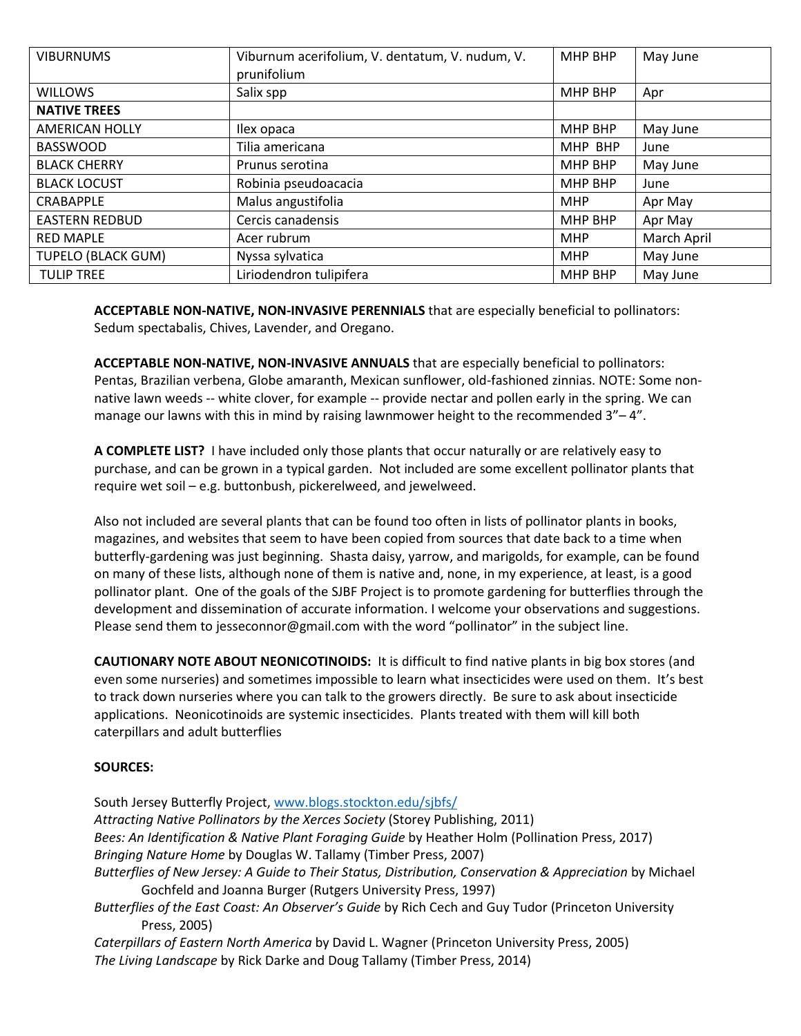| | | | |
|---|---|---|---|
| VIBURNUMS | Viburnum acerifolium, V. dentatum, V. nudum, V. prunifolium | MHP BHP | May June |
| WILLOWS | Salix spp | MHP BHP | Apr |
| **NATIVE TREES** | | | |
| AMERICAN HOLLY | Ilex opaca | MHP BHP | May June |
| BASSWOOD | Tilia americana | MHP BHP | June |
| BLACK CHERRY | Prunus serotina | MHP BHP | May June |
| BLACK LOCUST | Robinia pseudoacacia | MHP BHP | June |
| CRABAPPLE | Malus angustifolia | MHP | Apr May |
| EASTERN REDBUD | Cercis canadensis | MHP BHP | Apr May |
| RED MAPLE | Acer rubrum | MHP | March April |
| TUPELO (BLACK GUM) | Nyssa sylvatica | MHP | May June |
| TULIP TREE | Liriodendron tulipifera | MHP BHP | May June |

**ACCEPTABLE NON-NATIVE, NON-INVASIVE PERENNIALS** that are especially beneficial to pollinators: Sedum spectabalis, Chives, Lavender, and Oregano.

**ACCEPTABLE NON-NATIVE, NON-INVASIVE ANNUALS** that are especially beneficial to pollinators: Pentas, Brazilian verbena, Globe amaranth, Mexican sunflower, old-fashioned zinnias. NOTE: Some non-native lawn weeds -- white clover, for example -- provide nectar and pollen early in the spring. We can manage our lawns with this in mind by raising lawnmower height to the recommended 3"– 4".

**A COMPLETE LIST?** I have included only those plants that occur naturally or are relatively easy to purchase, and can be grown in a typical garden. Not included are some excellent pollinator plants that require wet soil – e.g. buttonbush, pickerelweed, and jewelweed.

Also not included are several plants that can be found too often in lists of pollinator plants in books, magazines, and websites that seem to have been copied from sources that date back to a time when butterfly-gardening was just beginning. Shasta daisy, yarrow, and marigolds, for example, can be found on many of these lists, although none of them is native and, none, in my experience, at least, is a good pollinator plant. One of the goals of the SJBF Project is to promote gardening for butterflies through the development and dissemination of accurate information. I welcome your observations and suggestions. Please send them to jesseconnor@gmail.com with the word "pollinator" in the subject line.

**CAUTIONARY NOTE ABOUT NEONICOTINOIDS:** It is difficult to find native plants in big box stores (and even some nurseries) and sometimes impossible to learn what insecticides were used on them. It's best to track down nurseries where you can talk to the growers directly. Be sure to ask about insecticide applications. Neonicotinoids are systemic insecticides. Plants treated with them will kill both caterpillars and adult butterflies

**SOURCES:**

South Jersey Butterfly Project, www.blogs.stockton.edu/sjbfs/

*Attracting Native Pollinators by the Xerces Society* (Storey Publishing, 2011)

*Bees: An Identification & Native Plant Foraging Guide* by Heather Holm (Pollination Press, 2017)

*Bringing Nature Home* by Douglas W. Tallamy (Timber Press, 2007)

*Butterflies of New Jersey: A Guide to Their Status, Distribution, Conservation & Appreciation* by Michael Gochfeld and Joanna Burger (Rutgers University Press, 1997)

*Butterflies of the East Coast: An Observer's Guide* by Rich Cech and Guy Tudor (Princeton University Press, 2005)

*Caterpillars of Eastern North America* by David L. Wagner (Princeton University Press, 2005)

*The Living Landscape* by Rick Darke and Doug Tallamy (Timber Press, 2014)